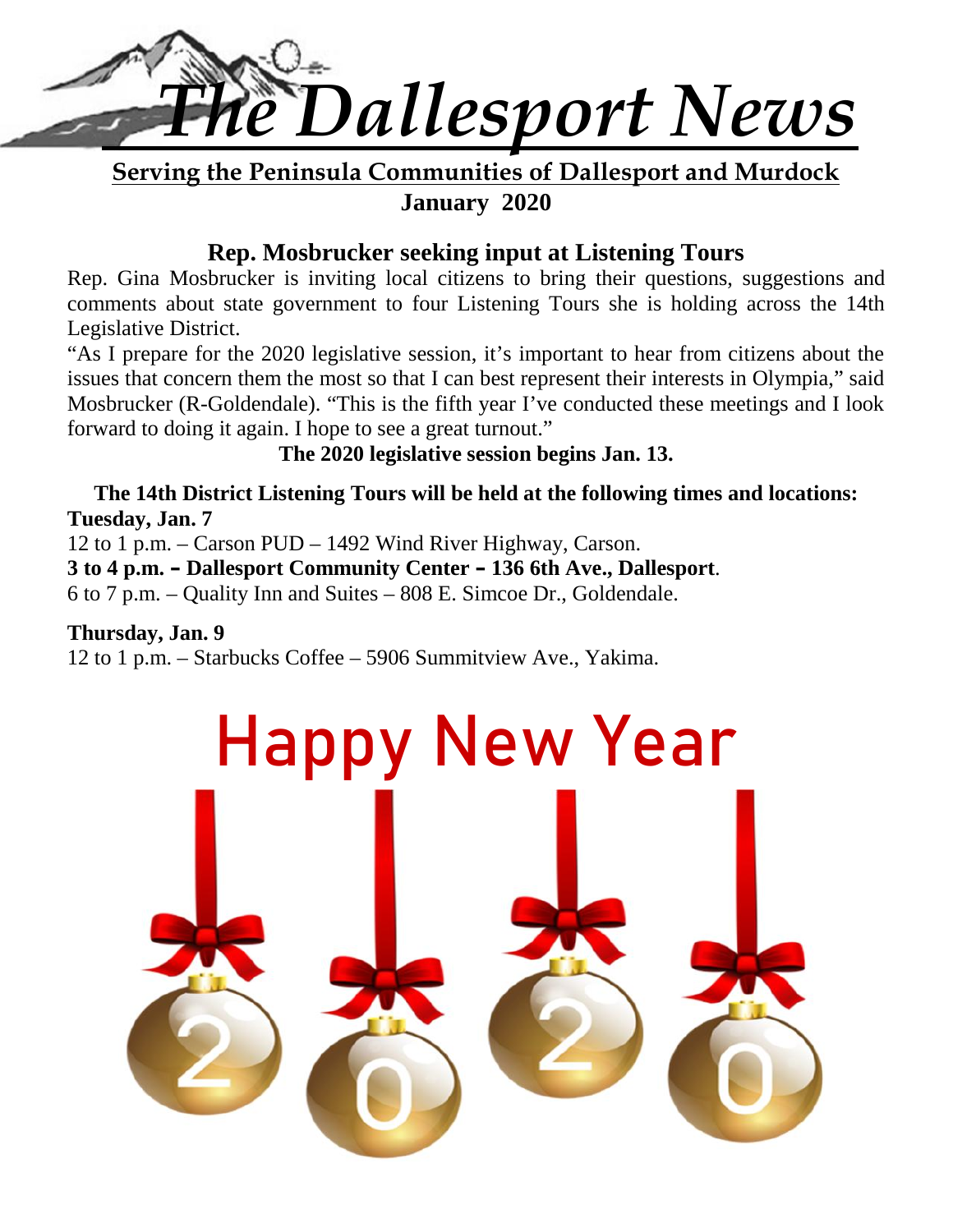# *The Dallesport News*

**Serving the Peninsula Communities of Dallesport and Murdock**

**January 2020**

## Rep. Mosbrucker seeking input at Listening Tours

Rep. Gina Mosbrucker is inviting local citizens to bring their questions, suggestions and comments about state government to four Listening Tours she is holding across the 14th Legislative District.

"As I prepare for the 2020 legislative session, it's important to hear from citizens about the issues that concern them the most so that I can best represent their interests in Olympia," said Mosbrucker (R-Goldendale). "This is the fifth year I've conducted these meetings and I look forward to doing it again. I hope to see a great turnout."

**The 2020 legislative session begins Jan. 13.**

**The 14th District Listening Tours will be held at the following times and locations:**

**Tuesday, Jan. 7**

12 to 1 p.m. – Carson PUD – 1492 Wind River Highway, Carson.

**3 to 4 p.m. – Dallesport Community Center – 136 6th Ave., Dallesport**.

6 to 7 p.m. – Quality Inn and Suites – 808 E. Simcoe Dr., Goldendale.

**Thursday, Jan. 9**

12 to 1 p.m. – Starbucks Coffee – 5906 Summitview Ave., Yakima.

# Happy New Year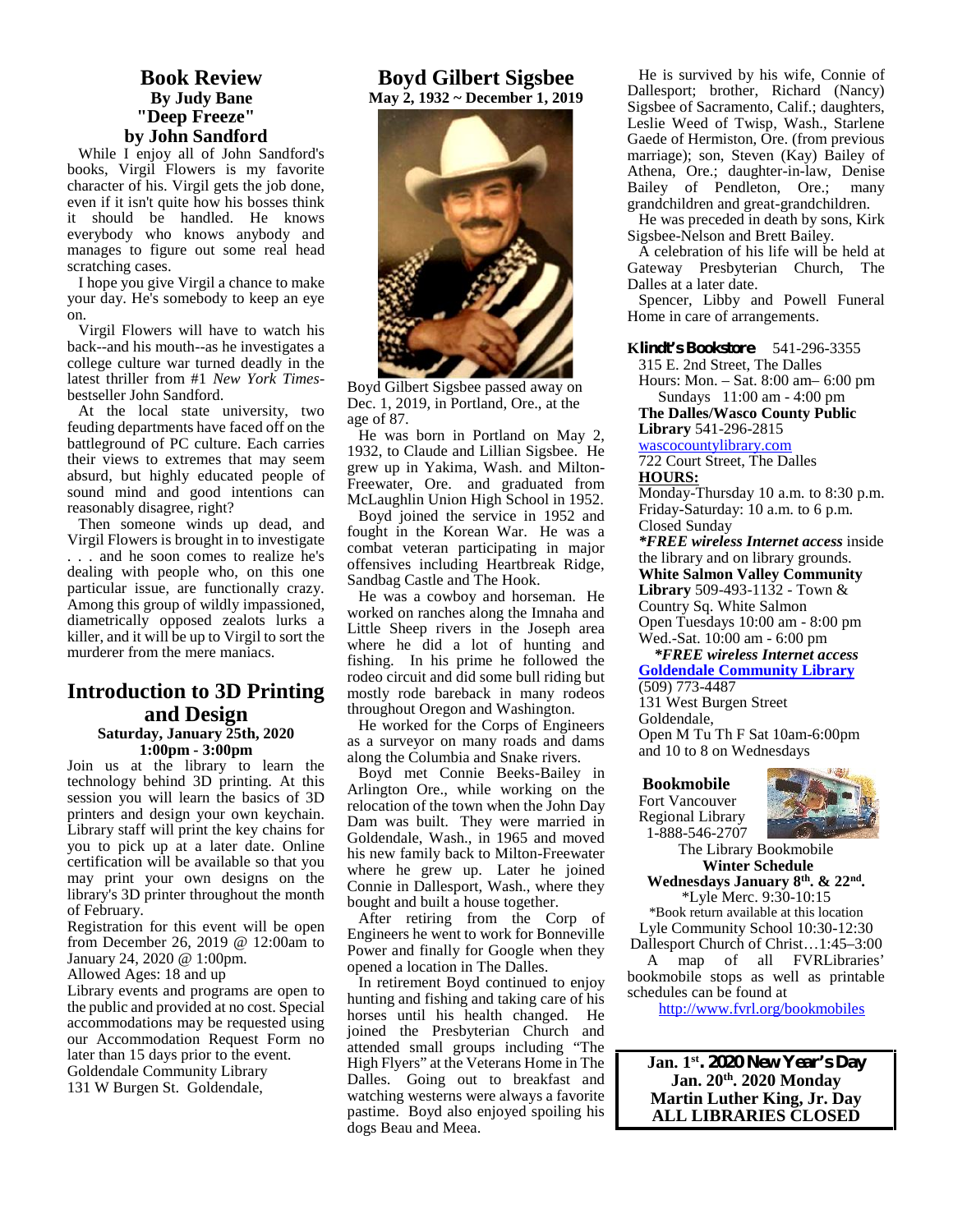## Book Review

**By Judy Bane**

**"Deep Freeze"**

**by John Sandford**

While I enjoy all of John Sandford's books, Virgil Flowers is my favorite character of his. Virgil gets the job done, even if it isn't quite how his bosses think it should be handled. He knows everybody who knows anybody and manages to figure out some real head scratching cases.

I hope you give Virgil a chance to make your day. He's somebody to keep an eye on.

Virgil Flowers will have to watch his back--and his mouth--as he investigates a college culture war turned deadly in the latest thriller from #1 *New York Times*-bestseller John Sandford.

At the local state university, two feuding departments have faced off on the battleground of PC culture. Each carries their views to extremes that may seem absurd, but highly educated people of sound mind and good intentions can reasonably disagree, right?

Then someone winds up dead, and Virgil Flowers is brought in to investigate . . . and he soon comes to realize he's dealing with people who, on this one particular issue, are functionally crazy. Among this group of wildly impassioned, diametrically opposed zealots lurks a killer, and it will be up to Virgil to sort the murderer from the mere maniacs.

## Introduction to 3D Printing and Design

**Saturday, January 25th, 2020**

**1:00pm - 3:00pm**

Join us at the library to learn the technology behind 3D printing. At this session you will learn the basics of 3D printers and design your own keychain. Library staff will print the key chains for you to pick up at a later date. Online certification will be available so that you may print your own designs on the library's 3D printer throughout the month of February.

Registration for this event will be open from December 26, 2019 @ 12:00am to January 24, 2020 @ 1:00pm.

Allowed Ages: 18 and up

Library events and programs are open to the public and provided at no cost. Special accommodations may be requested using our Accommodation Request Form no later than 15 days prior to the event.

Goldendale Community Library
131 W Burgen St. Goldendale,

## Boyd Gilbert Sigsbee

**May 2, 1932 ~ December 1, 2019**

Boyd Gilbert Sigsbee passed away on Dec. 1, 2019, in Portland, Ore., at the age of 87.

He was born in Portland on May 2, 1932, to Claude and Lillian Sigsbee. He grew up in Yakima, Wash. and Milton-Freewater, Ore. and graduated from McLaughlin Union High School in 1952.

Boyd joined the service in 1952 and fought in the Korean War. He was a combat veteran participating in major offensives including Heartbreak Ridge, Sandbag Castle and The Hook.

He was a cowboy and horseman. He worked on ranches along the Imnaha and Little Sheep rivers in the Joseph area where he did a lot of hunting and fishing. In his prime he followed the rodeo circuit and did some bull riding but mostly rode bareback in many rodeos throughout Oregon and Washington.

He worked for the Corps of Engineers as a surveyor on many roads and dams along the Columbia and Snake rivers.

Boyd met Connie Beeks-Bailey in Arlington Ore., while working on the relocation of the town when the John Day Dam was built. They were married in Goldendale, Wash., in 1965 and moved his new family back to Milton-Freewater where he grew up. Later he joined Connie in Dallesport, Wash., where they bought and built a house together.

After retiring from the Corp of Engineers he went to work for Bonneville Power and finally for Google when they opened a location in The Dalles.

In retirement Boyd continued to enjoy hunting and fishing and taking care of his horses until his health changed. He joined the Presbyterian Church and attended small groups including "The High Flyers" at the Veterans Home in The Dalles. Going out to breakfast and watching westerns were always a favorite pastime. Boyd also enjoyed spoiling his dogs Beau and Meea.

He is survived by his wife, Connie of Dallesport; brother, Richard (Nancy) Sigsbee of Sacramento, Calif.; daughters, Leslie Weed of Twisp, Wash., Starlene Gaede of Hermiston, Ore. (from previous marriage); son, Steven (Kay) Bailey of Athena, Ore.; daughter-in-law, Denise Bailey of Pendleton, Ore.; many grandchildren and great-grandchildren.

He was preceded in death by sons, Kirk Sigsbee-Nelson and Brett Bailey.

A celebration of his life will be held at Gateway Presbyterian Church, The Dalles at a later date.

Spencer, Libby and Powell Funeral Home in care of arrangements.

**Klindt's Bookstore** 541-296-3355
315 E. 2nd Street, The Dalles
Hours: Mon. – Sat. 8:00 am– 6:00 pm
Sundays 11:00 am - 4:00 pm

**The Dalles/Wasco County Public Library** 541-296-2815
wascocountylibrary.com
722 Court Street, The Dalles
**HOURS:**
Monday-Thursday 10 a.m. to 8:30 p.m.
Friday-Saturday: 10 a.m. to 6 p.m.
Closed Sunday
***FREE wireless Internet access** inside the library and on library grounds.

**White Salmon Valley Community Library** 509-493-1132 - Town & Country Sq. White Salmon
Open Tuesdays 10:00 am - 8:00 pm
Wed.-Sat. 10:00 am - 6:00 pm
***FREE wireless Internet access***

**Goldendale Community Library**
(509) 773-4487
131 West Burgen Street
Goldendale,
Open M Tu Th F Sat 10am-6:00pm and 10 to 8 on Wednesdays

**Bookmobile**
Fort Vancouver Regional Library
1-888-546-2707

The Library Bookmobile
**Winter Schedule**
**Wednesdays January 8th. & 22nd.**
*Lyle Merc. 9:30-10:15
*Book return available at this location
Lyle Community School 10:30-12:30
Dallesport Church of Christ…1:45–3:00

A map of all FVRLibraries' bookmobile stops as well as printable schedules can be found at
http://www.fvrl.org/bookmobiles

**Jan. 1st. 2020 New Year's Day**
**Jan. 20th. 2020 Monday**
**Martin Luther King, Jr. Day**
**ALL LIBRARIES CLOSED**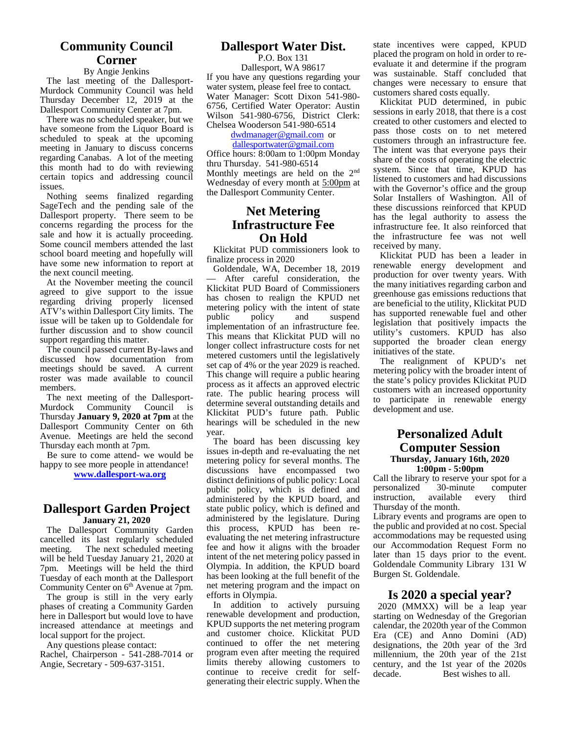## Community Council Corner

By Angie Jenkins

The last meeting of the Dallesport-Murdock Community Council was held Thursday December 12, 2019 at the Dallesport Community Center at 7pm.

There was no scheduled speaker, but we have someone from the Liquor Board is scheduled to speak at the upcoming meeting in January to discuss concerns regarding Canabas. A lot of the meeting this month had to do with reviewing certain topics and addressing council issues.

Nothing seems finalized regarding SageTech and the pending sale of the Dallesport property. There seem to be concerns regarding the process for the sale and how it is actually proceeding. Some council members attended the last school board meeting and hopefully will have some new information to report at the next council meeting.

At the November meeting the council agreed to give support to the issue regarding driving properly licensed ATV's within Dallesport City limits. The issue will be taken up to Goldendale for further discussion and to show council support regarding this matter.

The council passed current By-laws and discussed how documentation from meetings should be saved. A current roster was made available to council members.

The next meeting of the Dallesport-Murdock Community Council is Thursday **January 9, 2020 at 7pm** at the Dallesport Community Center on 6th Avenue. Meetings are held the second Thursday each month at 7pm.

Be sure to come attend- we would be happy to see more people in attendance!

**www.dallesport-wa.org**

## Dallesport Garden Project

**January 21, 2020**

The Dallesport Community Garden cancelled its last regularly scheduled meeting. The next scheduled meeting will be held Tuesday January 21, 2020 at 7pm. Meetings will be held the third Tuesday of each month at the Dallesport Community Center on 6th Avenue at 7pm.

The group is still in the very early phases of creating a Community Garden here in Dallesport but would love to have increased attendance at meetings and local support for the project.

Any questions please contact:
Rachel, Chairperson - 541-288-7014 or Angie, Secretary - 509-637-3151.

## Dallesport Water Dist.

P.O. Box 131
Dallesport, WA 98617

If you have any questions regarding your water system, please feel free to contact. Water Manager: Scott Dixon 541-980-6756, Certified Water Operator: Austin Wilson 541-980-6756, District Clerk: Chelsea Wooderson 541-980-6514

dwdmanager@gmail.com or
dallesportwater@gmail.com

Office hours: 8:00am to 1:00pm Monday thru Thursday. 541-980-6514

Monthly meetings are held on the 2nd Wednesday of every month at 5:00pm at the Dallesport Community Center.

## Net Metering Infrastructure Fee On Hold

Klickitat PUD commissioners look to finalize process in 2020

Goldendale, WA, December 18, 2019 — After careful consideration, the Klickitat PUD Board of Commissioners has chosen to realign the KPUD net metering policy with the intent of state public policy and suspend implementation of an infrastructure fee. This means that Klickitat PUD will no longer collect infrastructure costs for net metered customers until the legislatively set cap of 4% or the year 2029 is reached. This change will require a public hearing process as it affects an approved electric rate. The public hearing process will determine several outstanding details and Klickitat PUD's future path. Public hearings will be scheduled in the new year.

The board has been discussing key issues in-depth and re-evaluating the net metering policy for several months. The discussions have encompassed two distinct definitions of public policy: Local public policy, which is defined and administered by the KPUD board, and state public policy, which is defined and administered by the legislature. During this process, KPUD has been re-evaluating the net metering infrastructure fee and how it aligns with the broader intent of the net metering policy passed in Olympia. In addition, the KPUD board has been looking at the full benefit of the net metering program and the impact on efforts in Olympia.

In addition to actively pursuing renewable development and production, KPUD supports the net metering program and customer choice. Klickitat PUD continued to offer the net metering program even after meeting the required limits thereby allowing customers to continue to receive credit for self-generating their electric supply. When the state incentives were capped, KPUD placed the program on hold in order to re-evaluate it and determine if the program was sustainable. Staff concluded that changes were necessary to ensure that customers shared costs equally.

Klickitat PUD determined, in pubic sessions in early 2018, that there is a cost created to other customers and elected to pass those costs on to net metered customers through an infrastructure fee. The intent was that everyone pays their share of the costs of operating the electric system. Since that time, KPUD has listened to customers and had discussions with the Governor's office and the group Solar Installers of Washington. All of these discussions reinforced that KPUD has the legal authority to assess the infrastructure fee. It also reinforced that the infrastructure fee was not well received by many.

Klickitat PUD has been a leader in renewable energy development and production for over twenty years. With the many initiatives regarding carbon and greenhouse gas emissions reductions that are beneficial to the utility, Klickitat PUD has supported renewable fuel and other legislation that positively impacts the utility's customers. KPUD has also supported the broader clean energy initiatives of the state.

The realignment of KPUD's net metering policy with the broader intent of the state's policy provides Klickitat PUD customers with an increased opportunity to participate in renewable energy development and use.

## Personalized Adult Computer Session

**Thursday, January 16th, 2020**
**1:00pm - 5:00pm**

Call the library to reserve your spot for a personalized 30-minute computer instruction, available every third Thursday of the month.

Library events and programs are open to the public and provided at no cost. Special accommodations may be requested using our Accommodation Request Form no later than 15 days prior to the event. Goldendale Community Library 131 W Burgen St. Goldendale.

## Is 2020 a special year?

2020 (MMXX) will be a leap year starting on Wednesday of the Gregorian calendar, the 2020th year of the Common Era (CE) and Anno Domini (AD) designations, the 20th year of the 3rd millennium, the 20th year of the 21st century, and the 1st year of the 2020s decade. Best wishes to all.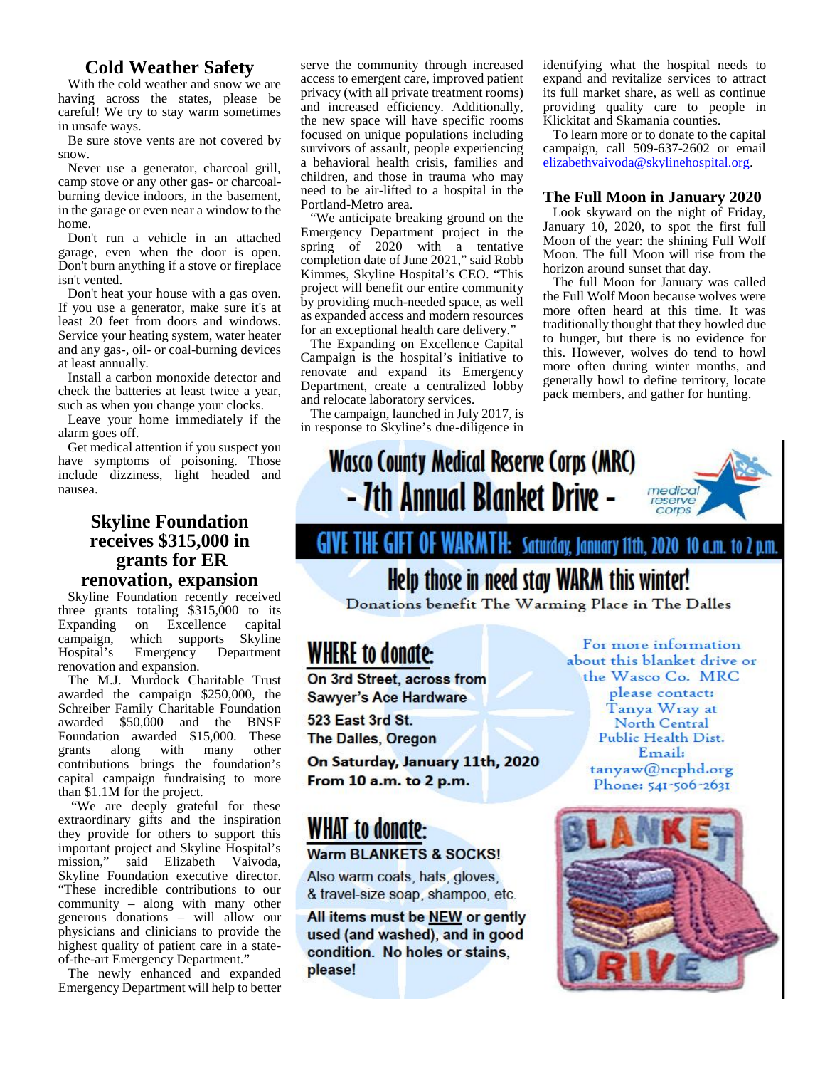## Cold Weather Safety

With the cold weather and snow we are having across the states, please be careful! We try to stay warm sometimes in unsafe ways.

Be sure stove vents are not covered by snow.

Never use a generator, charcoal grill, camp stove or any other gas- or charcoal-burning device indoors, in the basement, in the garage or even near a window to the home.

Don't run a vehicle in an attached garage, even when the door is open. Don't burn anything if a stove or fireplace isn't vented.

Don't heat your house with a gas oven. If you use a generator, make sure it's at least 20 feet from doors and windows. Service your heating system, water heater and any gas-, oil- or coal-burning devices at least annually.

Install a carbon monoxide detector and check the batteries at least twice a year, such as when you change your clocks.

Leave your home immediately if the alarm goes off.

Get medical attention if you suspect you have symptoms of poisoning. Those include dizziness, light headed and nausea.

## Skyline Foundation receives $315,000 in grants for ER renovation, expansion

Skyline Foundation recently received three grants totaling $315,000 to its Expanding on Excellence capital campaign, which supports Skyline Hospital's Emergency Department renovation and expansion.

The M.J. Murdock Charitable Trust awarded the campaign $250,000, the Schreiber Family Charitable Foundation awarded $50,000 and the BNSF Foundation awarded $15,000. These grants along with many other contributions brings the foundation's capital campaign fundraising to more than $1.1M for the project.

"We are deeply grateful for these extraordinary gifts and the inspiration they provide for others to support this important project and Skyline Hospital's mission," said Elizabeth Vaivoda, Skyline Foundation executive director. "These incredible contributions to our community – along with many other generous donations – will allow our physicians and clinicians to provide the highest quality of patient care in a state-of-the-art Emergency Department."

The newly enhanced and expanded Emergency Department will help to better serve the community through increased access to emergent care, improved patient privacy (with all private treatment rooms) and increased efficiency. Additionally, the new space will have specific rooms focused on unique populations including survivors of assault, people experiencing a behavioral health crisis, families and children, and those in trauma who may need to be air-lifted to a hospital in the Portland-Metro area.

"We anticipate breaking ground on the Emergency Department project in the spring of 2020 with a tentative completion date of June 2021," said Robb Kimmes, Skyline Hospital's CEO. "This project will benefit our entire community by providing much-needed space, as well as expanded access and modern resources for an exceptional health care delivery."

The Expanding on Excellence Capital Campaign is the hospital's initiative to renovate and expand its Emergency Department, create a centralized lobby and relocate laboratory services.

The campaign, launched in July 2017, is in response to Skyline's due-diligence in identifying what the hospital needs to expand and revitalize services to attract its full market share, as well as continue providing quality care to people in Klickitat and Skamania counties.

To learn more or to donate to the capital campaign, call 509-637-2602 or email elizabethvaivoda@skylinehospital.org.

## The Full Moon in January 2020

Look skyward on the night of Friday, January 10, 2020, to spot the first full Moon of the year: the shining Full Wolf Moon. The full Moon will rise from the horizon around sunset that day.

The full Moon for January was called the Full Wolf Moon because wolves were more often heard at this time. It was traditionally thought that they howled due to hunger, but there is no evidence for this. However, wolves do tend to howl more often during winter months, and generally howl to define territory, locate pack members, and gather for hunting.

## Wasco County Medical Reserve Corps (MRC) - 7th Annual Blanket Drive -

medical reserve corps

### GIVE THE GIFT OF WARMTH: Saturday, January 11th, 2020 10 a.m. to 2 p.m.

### Help those in need stay WARM this winter!

Donations benefit The Warming Place in The Dalles

### WHERE to donate:

**On 3rd Street, across from Sawyer's Ace Hardware**

**523 East 3rd St.**
**The Dalles, Oregon**

**On Saturday, January 11th, 2020**
**From 10 a.m. to 2 p.m.**

### WHAT to donate:

**Warm BLANKETS & SOCKS!**

Also warm coats, hats, gloves, & travel-size soap, shampoo, etc.

**All items must be NEW or gently used (and washed), and in good condition. No holes or stains, please!**

For more information about this blanket drive or the Wasco Co. MRC please contact: Tanya Wray at North Central Public Health Dist.
Email: tanyaw@ncphd.org
Phone: 541-506-2631

BLANKET DRIVE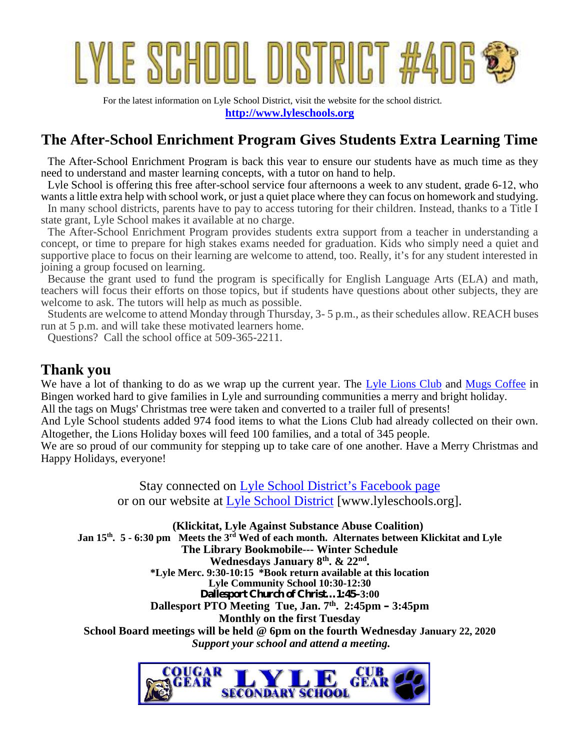# LYLE SCHOOL DISTRICT #406

For the latest information on Lyle School District, visit the website for the school district.
**http://www.lyleschools.org**

## The After-School Enrichment Program Gives Students Extra Learning Time

The After-School Enrichment Program is back this year to ensure our students have as much time as they need to understand and master learning concepts, with a tutor on hand to help.

Lyle School is offering this free after-school service four afternoons a week to any student, grade 6-12, who wants a little extra help with school work, or just a quiet place where they can focus on homework and studying.

In many school districts, parents have to pay to access tutoring for their children. Instead, thanks to a Title I state grant, Lyle School makes it available at no charge.

The After-School Enrichment Program provides students extra support from a teacher in understanding a concept, or time to prepare for high stakes exams needed for graduation. Kids who simply need a quiet and supportive place to focus on their learning are welcome to attend, too. Really, it's for any student interested in joining a group focused on learning.

Because the grant used to fund the program is specifically for English Language Arts (ELA) and math, teachers will focus their efforts on those topics, but if students have questions about other subjects, they are welcome to ask. The tutors will help as much as possible.

Students are welcome to attend Monday through Thursday, 3- 5 p.m., as their schedules allow. REACH buses run at 5 p.m. and will take these motivated learners home.

Questions? Call the school office at 509-365-2211.

## Thank you

We have a lot of thanking to do as we wrap up the current year. The Lyle Lions Club and Mugs Coffee in Bingen worked hard to give families in Lyle and surrounding communities a merry and bright holiday.

All the tags on Mugs' Christmas tree were taken and converted to a trailer full of presents!

And Lyle School students added 974 food items to what the Lions Club had already collected on their own. Altogether, the Lions Holiday boxes will feed 100 families, and a total of 345 people.

We are so proud of our community for stepping up to take care of one another. Have a Merry Christmas and Happy Holidays, everyone!

Stay connected on Lyle School District's Facebook page
or on our website at Lyle School District [www.lyleschools.org].

**(Klickitat, Lyle Against Substance Abuse Coalition)**
**Jan 15th. 5 - 6:30 pm Meets the 3rd Wed of each month. Alternates between Klickitat and Lyle**
**The Library Bookmobile--- Winter Schedule**
**Wednesdays January 8th. & 22nd.**
**\*Lyle Merc. 9:30-10:15 \*Book return available at this location**
**Lyle Community School 10:30-12:30**
**Dallesport Church of Christ…1:45–3:00**
**Dallesport PTO Meeting Tue, Jan. 7th. 2:45pm – 3:45pm**
**Monthly on the first Tuesday**
**School Board meetings will be held @ 6pm on the fourth Wednesday January 22, 2020**
***Support your school and attend a meeting.***

COUGAR GEAR — LYLE SECONDARY SCHOOL — CUB GEAR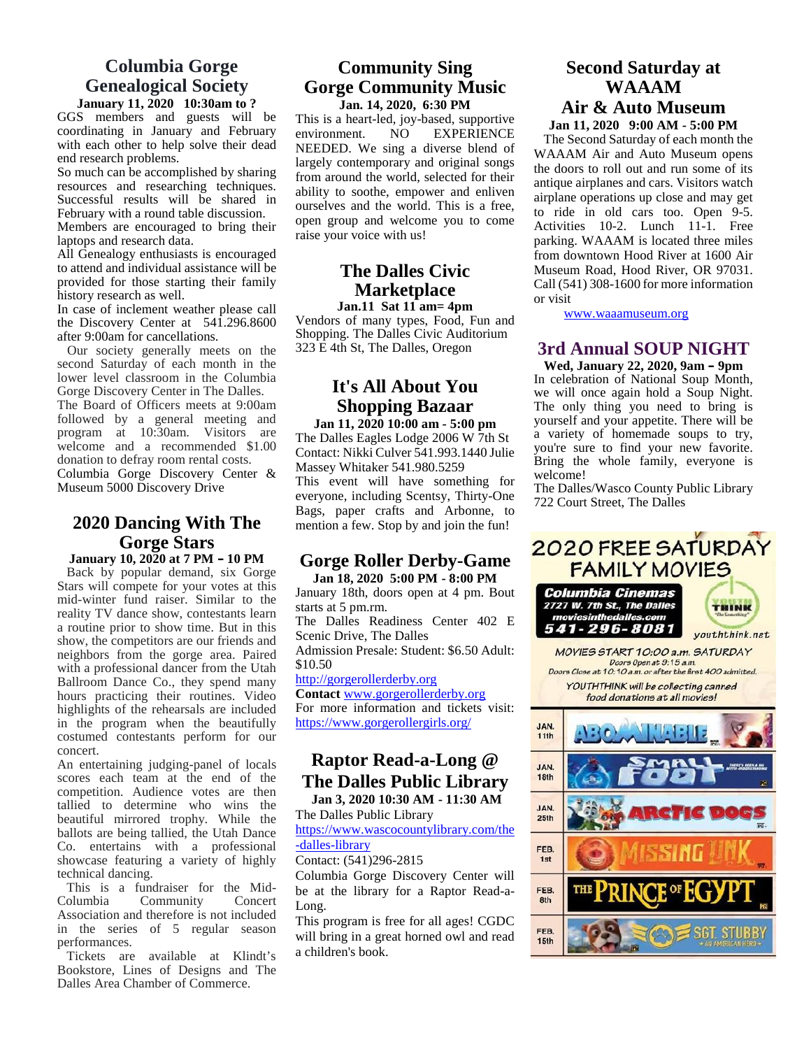## Columbia Gorge Genealogical Society

**January 11, 2020 10:30am to ?**

GGS members and guests will be coordinating in January and February with each other to help solve their dead end research problems.

So much can be accomplished by sharing resources and researching techniques. Successful results will be shared in February with a round table discussion.

Members are encouraged to bring their laptops and research data.

All Genealogy enthusiasts is encouraged to attend and individual assistance will be provided for those starting their family history research as well.

In case of inclement weather please call the Discovery Center at 541.296.8600 after 9:00am for cancellations.

Our society generally meets on the second Saturday of each month in the lower level classroom in the Columbia Gorge Discovery Center in The Dalles. The Board of Officers meets at 9:00am followed by a general meeting and program at 10:30am. Visitors are welcome and a recommended $1.00 donation to defray room rental costs.

Columbia Gorge Discovery Center & Museum 5000 Discovery Drive

## 2020 Dancing With The Gorge Stars

**January 10, 2020 at 7 PM – 10 PM**

Back by popular demand, six Gorge Stars will compete for your votes at this mid-winter fund raiser. Similar to the reality TV dance show, contestants learn a routine prior to show time. But in this show, the competitors are our friends and neighbors from the gorge area. Paired with a professional dancer from the Utah Ballroom Dance Co., they spend many hours practicing their routines. Video highlights of the rehearsals are included in the program when the beautifully costumed contestants perform for our concert.

An entertaining judging-panel of locals scores each team at the end of the competition. Audience votes are then tallied to determine who wins the beautiful mirrored trophy. While the ballots are being tallied, the Utah Dance Co. entertains with a professional showcase featuring a variety of highly technical dancing.

This is a fundraiser for the Mid-Columbia Community Concert Association and therefore is not included in the series of 5 regular season performances.

Tickets are available at Klindt's Bookstore, Lines of Designs and The Dalles Area Chamber of Commerce.

## Community Sing Gorge Community Music

**Jan. 14, 2020, 6:30 PM**

This is a heart-led, joy-based, supportive environment. NO EXPERIENCE NEEDED. We sing a diverse blend of largely contemporary and original songs from around the world, selected for their ability to soothe, empower and enliven ourselves and the world. This is a free, open group and welcome you to come raise your voice with us!

## The Dalles Civic Marketplace

**Jan.11 Sat 11 am= 4pm**

Vendors of many types, Food, Fun and Shopping. The Dalles Civic Auditorium 323 E 4th St, The Dalles, Oregon

## It's All About You Shopping Bazaar

**Jan 11, 2020 10:00 am - 5:00 pm**

The Dalles Eagles Lodge 2006 W 7th St

Contact: Nikki Culver 541.993.1440 Julie Massey Whitaker 541.980.5259

This event will have something for everyone, including Scentsy, Thirty-One Bags, paper crafts and Arbonne, to mention a few. Stop by and join the fun!

## Gorge Roller Derby-Game

**Jan 18, 2020 5:00 PM - 8:00 PM**

January 18th, doors open at 4 pm. Bout starts at 5 pm.rm.

The Dalles Readiness Center 402 E Scenic Drive, The Dalles

Admission Presale: Student: $6.50 Adult: $10.50

http://gorgerollerderby.org

**Contact** www.gorgerollerderby.org

For more information and tickets visit: https://www.gorgerollergirls.org/

## Raptor Read-a-Long @ The Dalles Public Library

**Jan 3, 2020 10:30 AM - 11:30 AM**

The Dalles Public Library

https://www.wascocountylibrary.com/the-dalles-library

Contact: (541)296-2815

Columbia Gorge Discovery Center will be at the library for a Raptor Read-a-Long.

This program is free for all ages! CGDC will bring in a great horned owl and read a children's book.

## Second Saturday at WAAAM Air & Auto Museum

**Jan 11, 2020 9:00 AM - 5:00 PM**

The Second Saturday of each month the WAAAM Air and Auto Museum opens the doors to roll out and run some of its airplanes and cars. Visitors watch antique airplane operations up close and may get to ride in old cars too. Open 9-5. Activities 10-2. Lunch 11-1. Free parking. WAAAM is located three miles from downtown Hood River at 1600 Air Museum Road, Hood River, OR 97031. Call (541) 308-1600 for more information or visit

www.waaamuseum.org

## 3rd Annual SOUP NIGHT

**Wed, January 22, 2020, 9am – 9pm**

In celebration of National Soup Month, we will once again hold a Soup Night. The only thing you need to bring is yourself and your appetite. There will be a variety of homemade soups to try, you're sure to find your new favorite. Bring the whole family, everyone is welcome!

The Dalles/Wasco County Public Library 722 Court Street, The Dalles

## 2020 FREE SATURDAY FAMILY MOVIES

**Columbia Cinemas**
2727 W. 7th St., The Dalles
moviesinthedalles.com
541-296-8081

youththink.net

MOVIES START 10:00 a.m. SATURDAY
Doors Open at 9:15 a.m.
Doors Close at 10:10 a.m. or after the first 400 admitted.

YOUTHTHINK will be collecting canned food donations at all movies!

| Date | Movie |
|---|---|
| JAN. 11th | Abominable |
| JAN. 18th | Smallfoot |
| JAN. 25th | Arctic Dogs |
| FEB. 1st | Missing Link |
| FEB. 8th | The Prince of Egypt |
| FEB. 15th | Sgt. Stubby |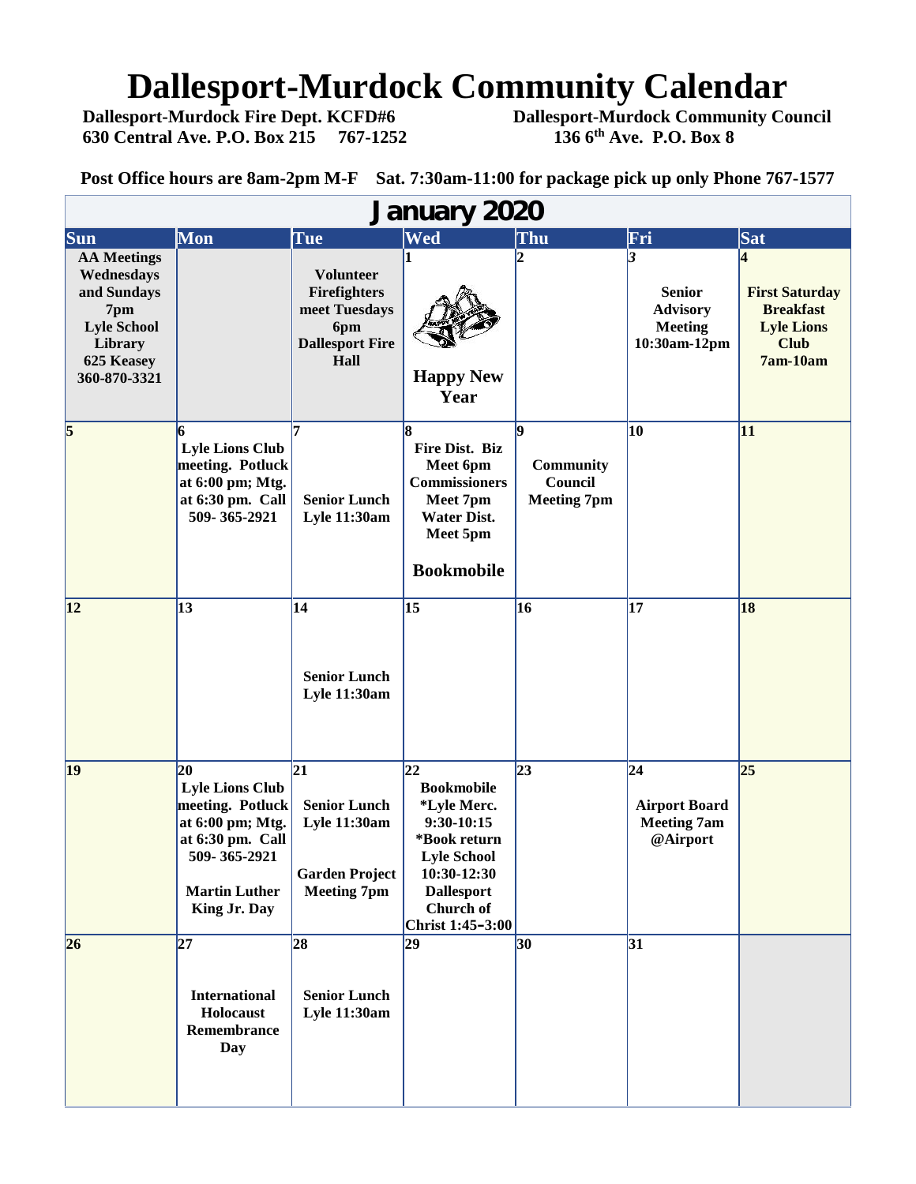# Dallesport-Murdock Community Calendar

**Dallesport-Murdock Fire Dept. KCFD#6**
**630 Central Ave. P.O. Box 215 767-1252**

**Dallesport-Murdock Community Council**
**136 6th Ave. P.O. Box 8**

**Post Office hours are 8am-2pm M-F Sat. 7:30am-11:00 for package pick up only Phone 767-1577**

## January 2020

| Sun | Mon | Tue | Wed | Thu | Fri | Sat |
|---|---|---|---|---|---|---|
| AA Meetings Wednesdays and Sundays 7pm Lyle School Library 625 Keasey 360-870-3321 | | Volunteer Firefighters meet Tuesdays 6pm Dallesport Fire Hall | 1 Happy New Year | 2 | 3 Senior Advisory Meeting 10:30am-12pm | 4 First Saturday Breakfast Lyle Lions Club 7am-10am |
| 5 | 6 Lyle Lions Club meeting. Potluck at 6:00 pm; Mtg. at 6:30 pm. Call 509- 365-2921 | 7 Senior Lunch Lyle 11:30am | 8 Fire Dist. Biz Meet 6pm Commissioners Meet 7pm Water Dist. Meet 5pm Bookmobile | 9 Community Council Meeting 7pm | 10 | 11 |
| 12 | 13 | 14 Senior Lunch Lyle 11:30am | 15 | 16 | 17 | 18 |
| 19 | 20 Lyle Lions Club meeting. Potluck at 6:00 pm; Mtg. at 6:30 pm. Call 509- 365-2921 Martin Luther King Jr. Day | 21 Senior Lunch Lyle 11:30am Garden Project Meeting 7pm | 22 Bookmobile *Lyle Merc. 9:30-10:15 *Book return Lyle School 10:30-12:30 Dallesport Church of Christ 1:45–3:00 | 23 | 24 Airport Board Meeting 7am @Airport | 25 |
| 26 | 27 International Holocaust Remembrance Day | 28 Senior Lunch Lyle 11:30am | 29 | 30 | 31 | |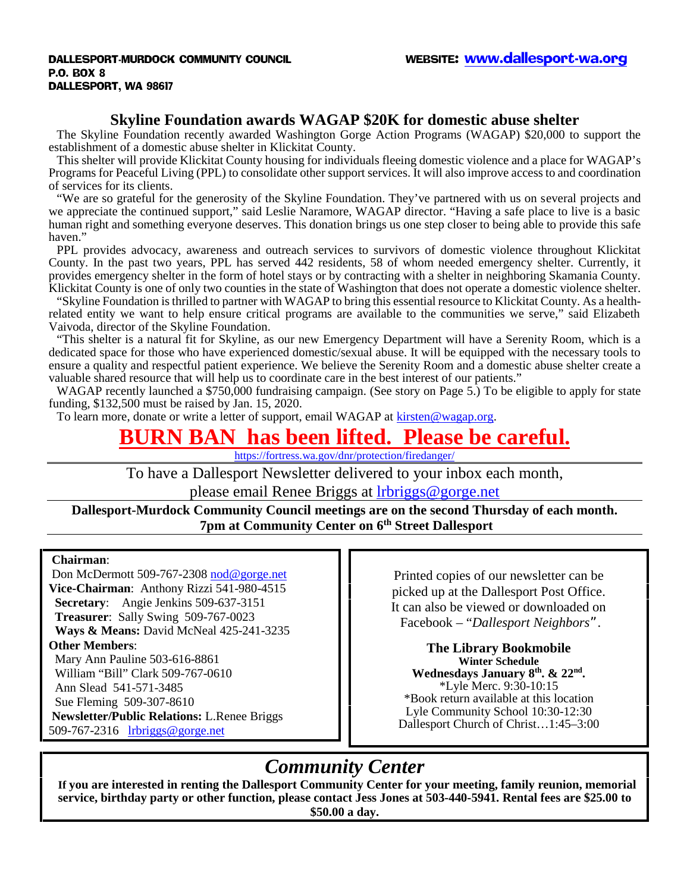**DALLESPORT-MURDOCK COMMUNITY COUNCIL**
**P.O. BOX 8**
**DALLESPORT, WA 98617**

**WEBSITE: www.dallesport-wa.org**

## Skyline Foundation awards WAGAP $20K for domestic abuse shelter

The Skyline Foundation recently awarded Washington Gorge Action Programs (WAGAP) $20,000 to support the establishment of a domestic abuse shelter in Klickitat County.

This shelter will provide Klickitat County housing for individuals fleeing domestic violence and a place for WAGAP's Programs for Peaceful Living (PPL) to consolidate other support services. It will also improve access to and coordination of services for its clients.

"We are so grateful for the generosity of the Skyline Foundation. They've partnered with us on several projects and we appreciate the continued support," said Leslie Naramore, WAGAP director. "Having a safe place to live is a basic human right and something everyone deserves. This donation brings us one step closer to being able to provide this safe haven."

PPL provides advocacy, awareness and outreach services to survivors of domestic violence throughout Klickitat County. In the past two years, PPL has served 442 residents, 58 of whom needed emergency shelter. Currently, it provides emergency shelter in the form of hotel stays or by contracting with a shelter in neighboring Skamania County. Klickitat County is one of only two counties in the state of Washington that does not operate a domestic violence shelter.

"Skyline Foundation is thrilled to partner with WAGAP to bring this essential resource to Klickitat County. As a health-related entity we want to help ensure critical programs are available to the communities we serve," said Elizabeth Vaivoda, director of the Skyline Foundation.

"This shelter is a natural fit for Skyline, as our new Emergency Department will have a Serenity Room, which is a dedicated space for those who have experienced domestic/sexual abuse. It will be equipped with the necessary tools to ensure a quality and respectful patient experience. We believe the Serenity Room and a domestic abuse shelter create a valuable shared resource that will help us to coordinate care in the best interest of our patients."

WAGAP recently launched a $750,000 fundraising campaign. (See story on Page 5.) To be eligible to apply for state funding, $132,500 must be raised by Jan. 15, 2020.

To learn more, donate or write a letter of support, email WAGAP at kirsten@wagap.org.

# BURN BAN has been lifted. Please be careful.

https://fortress.wa.gov/dnr/protection/firedanger/

To have a Dallesport Newsletter delivered to your inbox each month, please email Renee Briggs at lrbriggs@gorge.net

**Dallesport-Murdock Community Council meetings are on the second Thursday of each month. 7pm at Community Center on 6th Street Dallesport**

**Chairman**:
Don McDermott 509-767-2308 nod@gorge.net
**Vice-Chairman**: Anthony Rizzi 541-980-4515
**Secretary**: Angie Jenkins 509-637-3151
**Treasurer**: Sally Swing 509-767-0023
**Ways & Means:** David McNeal 425-241-3235
**Other Members**:
Mary Ann Pauline 503-616-8861
William "Bill" Clark 509-767-0610
Ann Slead 541-571-3485
Sue Fleming 509-307-8610
**Newsletter/Public Relations:** L.Renee Briggs 509-767-2316 lrbriggs@gorge.net

Printed copies of our newsletter can be picked up at the Dallesport Post Office. It can also be viewed or downloaded on Facebook – "*Dallesport Neighbors*".

**The Library Bookmobile**
**Winter Schedule**
**Wednesdays January 8th. & 22nd.**
*Lyle Merc. 9:30-10:15
*Book return available at this location
Lyle Community School 10:30-12:30
Dallesport Church of Christ…1:45–3:00

## *Community Center*

**If you are interested in renting the Dallesport Community Center for your meeting, family reunion, memorial service, birthday party or other function, please contact Jess Jones at 503-440-5941. Rental fees are $25.00 to $50.00 a day.**